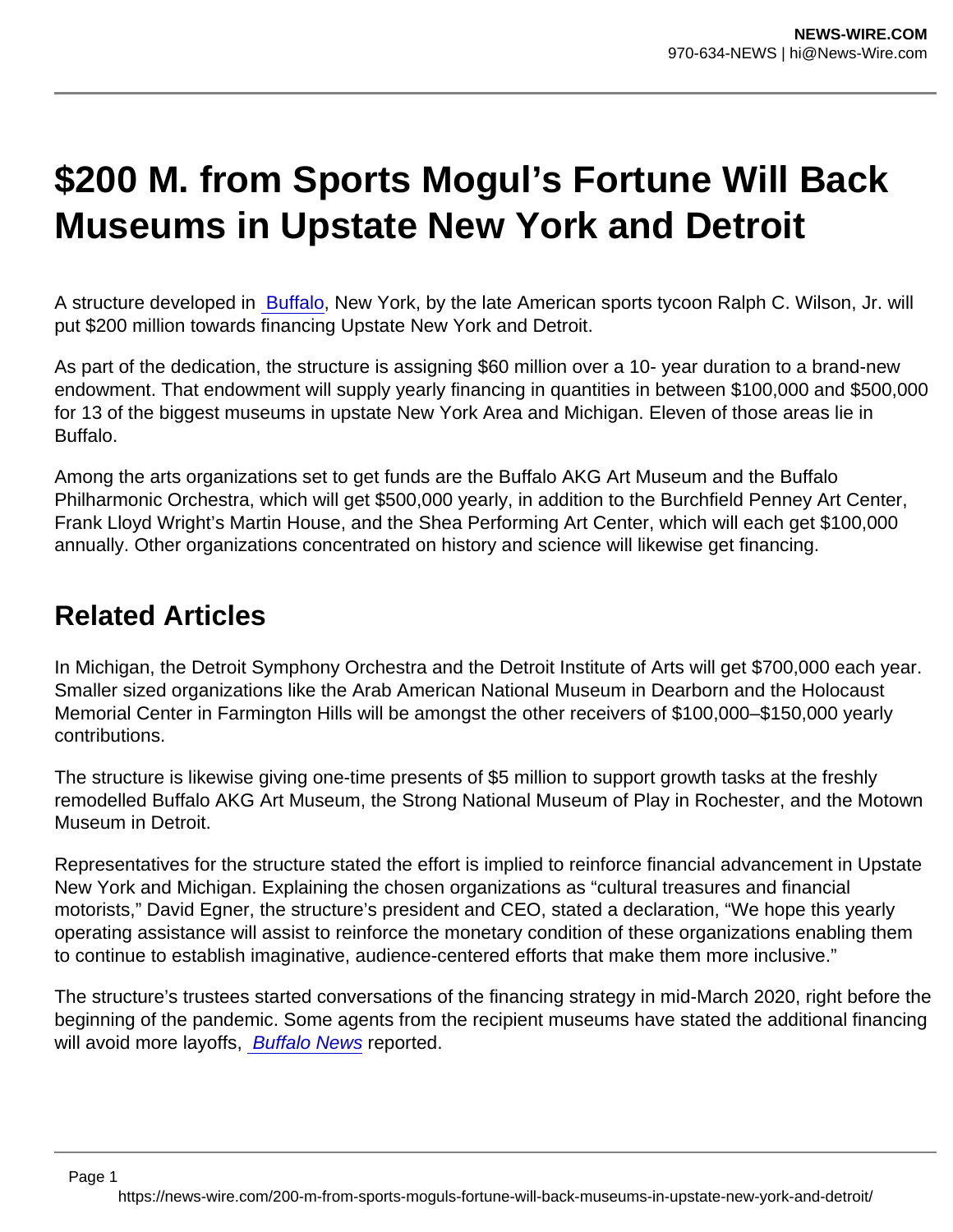# $200 M. from Sports Mogul's Fortune Will Back Museums in Upstate New York and Detroit

A structure developed in Buffalo, New York, by the late American sports tycoon Ralph C. Wilson, Jr. will put $200 million towards financing Upstate New York and Detroit.

As part of the dedication, the structure is assigning $60 million over a 10- year duration to a brand-new endowment. That endowment will supply yearly financing in quantities in between $100,000 and $500,000 for 13 of the biggest museums in upstate New York Area and Michigan. Eleven of those areas lie in Buffalo.

Among the arts organizations set to get funds are the Buffalo AKG Art Museum and the Buffalo Philharmonic Orchestra, which will get $500,000 yearly, in addition to the Burchfield Penney Art Center, Frank Lloyd Wright's Martin House, and the Shea Performing Art Center, which will each get $100,000 annually. Other organizations concentrated on history and science will likewise get financing.

## Related Articles

In Michigan, the Detroit Symphony Orchestra and the Detroit Institute of Arts will get $700,000 each year. Smaller sized organizations like the Arab American National Museum in Dearborn and the Holocaust Memorial Center in Farmington Hills will be amongst the other receivers of $100,000–$150,000 yearly contributions.

The structure is likewise giving one-time presents of $5 million to support growth tasks at the freshly remodelled Buffalo AKG Art Museum, the Strong National Museum of Play in Rochester, and the Motown Museum in Detroit.

Representatives for the structure stated the effort is implied to reinforce financial advancement in Upstate New York and Michigan. Explaining the chosen organizations as "cultural treasures and financial motorists," David Egner, the structure's president and CEO, stated a declaration, "We hope this yearly operating assistance will assist to reinforce the monetary condition of these organizations enabling them to continue to establish imaginative, audience-centered efforts that make them more inclusive."

The structure's trustees started conversations of the financing strategy in mid-March 2020, right before the beginning of the pandemic. Some agents from the recipient museums have stated the additional financing will avoid more layoffs, *Buffalo News* reported.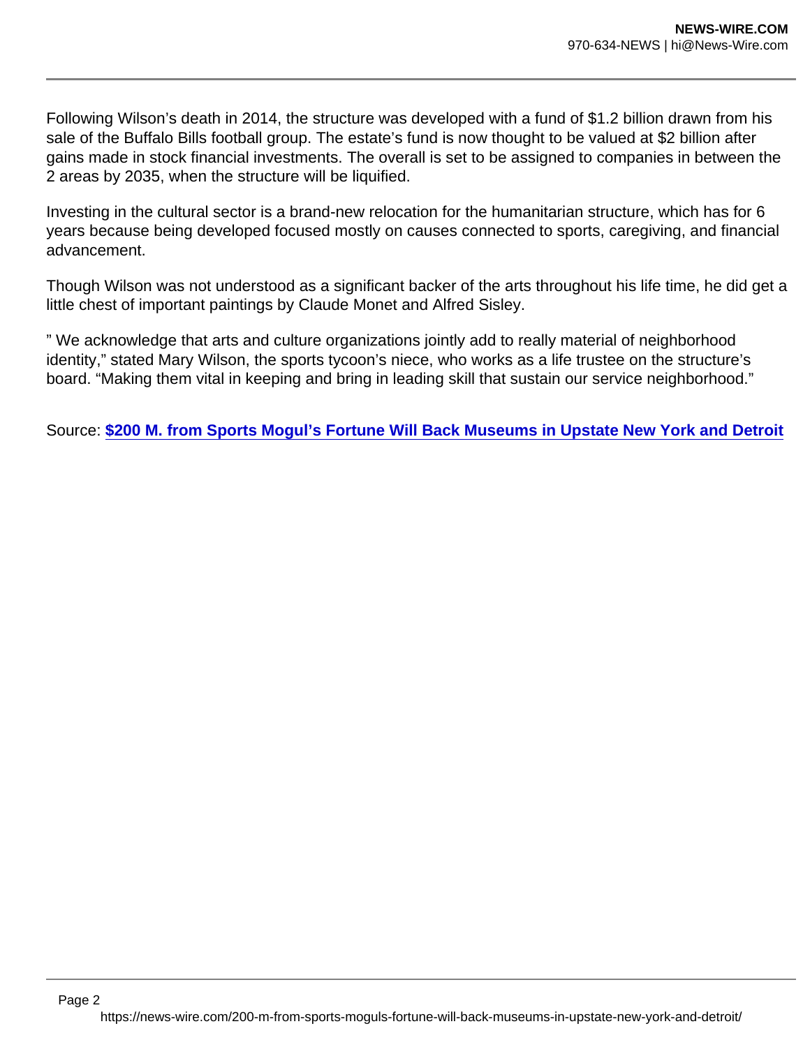Following Wilson's death in 2014, the structure was developed with a fund of $1.2 billion drawn from his sale of the Buffalo Bills football group. The estate's fund is now thought to be valued at $2 billion after gains made in stock financial investments. The overall is set to be assigned to companies in between the 2 areas by 2035, when the structure will be liquified.

Investing in the cultural sector is a brand-new relocation for the humanitarian structure, which has for 6 years because being developed focused mostly on causes connected to sports, caregiving, and financial advancement.

Though Wilson was not understood as a significant backer of the arts throughout his life time, he did get a little chest of important paintings by Claude Monet and Alfred Sisley.

" We acknowledge that arts and culture organizations jointly add to really material of neighborhood identity," stated Mary Wilson, the sports tycoon's niece, who works as a life trustee on the structure's board. "Making them vital in keeping and bring in leading skill that sustain our service neighborhood."

Source: **[$200 M. from Sports Mogul's Fortune Will Back Museums in Upstate New York and Detroit]**